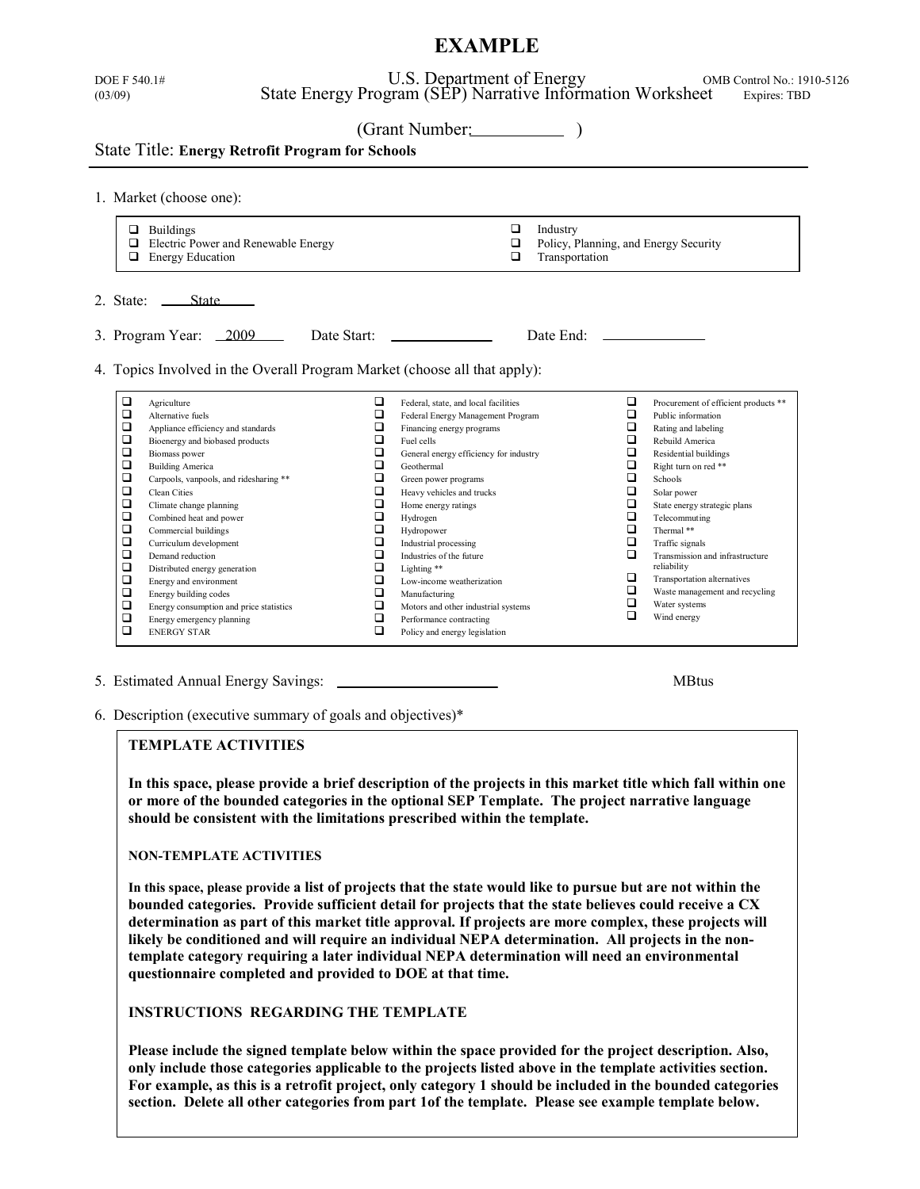# EXAMPLE

DOE F 540.1# (03/09)

U.S. Department of Energy
State Energy Program (SEP) Narrative Information Worksheet

OMB Control No.: 1910-5126
Expires: TBD

(Grant Number:___________ )

State Title: **Energy Retrofit Program for Schools**

1. Market (choose one):

- ❑ Buildings
- ❑ Electric Power and Renewable Energy
- ❑ Energy Education
- ❑ Industry
- ❑ Policy, Planning, and Energy Security
- ❑ Transportation

2. State: State

3. Program Year: 2009    Date Start: ___________    Date End: ___________

4. Topics Involved in the Overall Program Market (choose all that apply):

| | | |
|---|---|---|
| ❑ Agriculture | ❑ Federal, state, and local facilities | ❑ Procurement of efficient products ** |
| ❑ Alternative fuels | ❑ Federal Energy Management Program | ❑ Public information |
| ❑ Appliance efficiency and standards | ❑ Financing energy programs | ❑ Rating and labeling |
| ❑ Bioenergy and biobased products | ❑ Fuel cells | ❑ Rebuild America |
| ❑ Biomass power | ❑ General energy efficiency for industry | ❑ Residential buildings |
| ❑ Building America | ❑ Geothermal | ❑ Right turn on red ** |
| ❑ Carpools, vanpools, and ridesharing ** | ❑ Green power programs | ❑ Schools |
| ❑ Clean Cities | ❑ Heavy vehicles and trucks | ❑ Solar power |
| ❑ Climate change planning | ❑ Home energy ratings | ❑ State energy strategic plans |
| ❑ Combined heat and power | ❑ Hydrogen | ❑ Telecommuting |
| ❑ Commercial buildings | ❑ Hydropower | ❑ Thermal ** |
| ❑ Curriculum development | ❑ Industrial processing | ❑ Traffic signals |
| ❑ Demand reduction | ❑ Industries of the future | ❑ Transmission and infrastructure reliability |
| ❑ Distributed energy generation | ❑ Lighting ** | ❑ Transportation alternatives |
| ❑ Energy and environment | ❑ Low-income weatherization | ❑ Waste management and recycling |
| ❑ Energy building codes | ❑ Manufacturing | ❑ Water systems |
| ❑ Energy consumption and price statistics | ❑ Motors and other industrial systems | ❑ Wind energy |
| ❑ Energy emergency planning | ❑ Performance contracting | |
| ❑ ENERGY STAR | ❑ Policy and energy legislation | |

5. Estimated Annual Energy Savings: ____________________ MBtus

6. Description (executive summary of goals and objectives)*

**TEMPLATE ACTIVITIES**

**In this space, please provide a brief description of the projects in this market title which fall within one or more of the bounded categories in the optional SEP Template. The project narrative language should be consistent with the limitations prescribed within the template.**

**NON-TEMPLATE ACTIVITIES**

**In this space, please provide a list of projects that the state would like to pursue but are not within the bounded categories. Provide sufficient detail for projects that the state believes could receive a CX determination as part of this market title approval. If projects are more complex, these projects will likely be conditioned and will require an individual NEPA determination. All projects in the non-template category requiring a later individual NEPA determination will need an environmental questionnaire completed and provided to DOE at that time.**

**INSTRUCTIONS REGARDING THE TEMPLATE**

**Please include the signed template below within the space provided for the project description. Also, only include those categories applicable to the projects listed above in the template activities section. For example, as this is a retrofit project, only category 1 should be included in the bounded categories section. Delete all other categories from part 1of the template. Please see example template below.**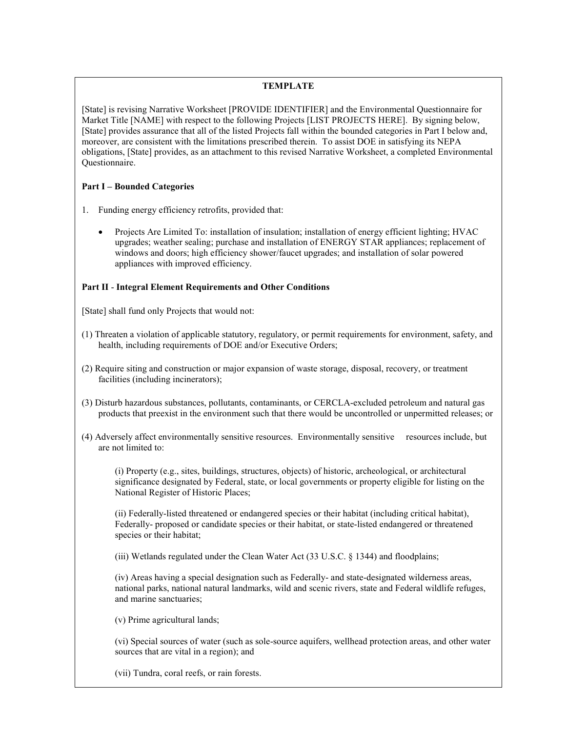**TEMPLATE**

[State] is revising Narrative Worksheet [PROVIDE IDENTIFIER] and the Environmental Questionnaire for Market Title [NAME] with respect to the following Projects [LIST PROJECTS HERE]. By signing below, [State] provides assurance that all of the listed Projects fall within the bounded categories in Part I below and, moreover, are consistent with the limitations prescribed therein. To assist DOE in satisfying its NEPA obligations, [State] provides, as an attachment to this revised Narrative Worksheet, a completed Environmental Questionnaire.

**Part I – Bounded Categories**

1. Funding energy efficiency retrofits, provided that:

   - Projects Are Limited To: installation of insulation; installation of energy efficient lighting; HVAC upgrades; weather sealing; purchase and installation of ENERGY STAR appliances; replacement of windows and doors; high efficiency shower/faucet upgrades; and installation of solar powered appliances with improved efficiency.

**Part II - Integral Element Requirements and Other Conditions**

[State] shall fund only Projects that would not:

(1) Threaten a violation of applicable statutory, regulatory, or permit requirements for environment, safety, and health, including requirements of DOE and/or Executive Orders;

(2) Require siting and construction or major expansion of waste storage, disposal, recovery, or treatment facilities (including incinerators);

(3) Disturb hazardous substances, pollutants, contaminants, or CERCLA-excluded petroleum and natural gas products that preexist in the environment such that there would be uncontrolled or unpermitted releases; or

(4) Adversely affect environmentally sensitive resources. Environmentally sensitive resources include, but are not limited to:

(i) Property (e.g., sites, buildings, structures, objects) of historic, archeological, or architectural significance designated by Federal, state, or local governments or property eligible for listing on the National Register of Historic Places;

(ii) Federally-listed threatened or endangered species or their habitat (including critical habitat), Federally- proposed or candidate species or their habitat, or state-listed endangered or threatened species or their habitat;

(iii) Wetlands regulated under the Clean Water Act (33 U.S.C. § 1344) and floodplains;

(iv) Areas having a special designation such as Federally- and state-designated wilderness areas, national parks, national natural landmarks, wild and scenic rivers, state and Federal wildlife refuges, and marine sanctuaries;

(v) Prime agricultural lands;

(vi) Special sources of water (such as sole-source aquifers, wellhead protection areas, and other water sources that are vital in a region); and

(vii) Tundra, coral reefs, or rain forests.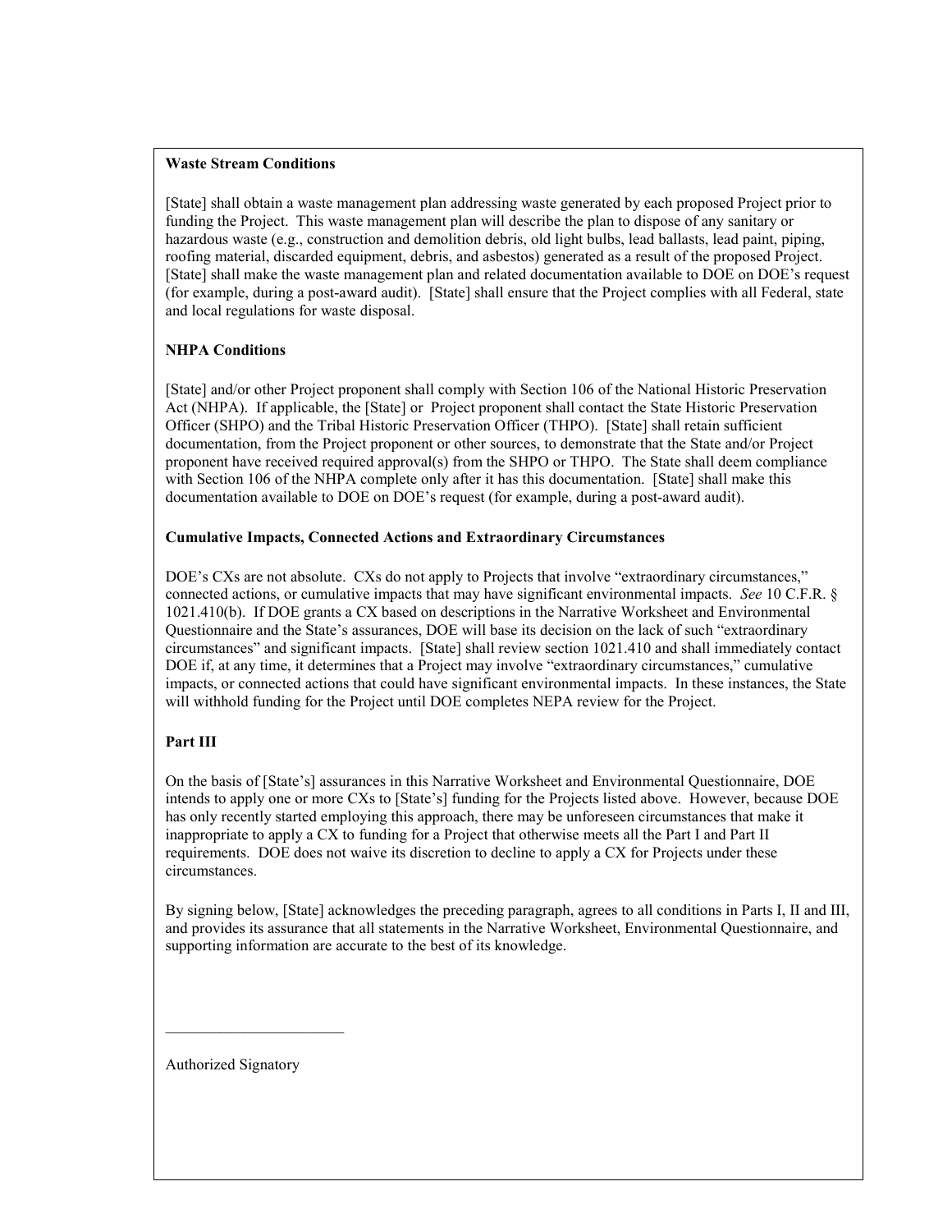**Waste Stream Conditions**

[State] shall obtain a waste management plan addressing waste generated by each proposed Project prior to funding the Project. This waste management plan will describe the plan to dispose of any sanitary or hazardous waste (e.g., construction and demolition debris, old light bulbs, lead ballasts, lead paint, piping, roofing material, discarded equipment, debris, and asbestos) generated as a result of the proposed Project. [State] shall make the waste management plan and related documentation available to DOE on DOE's request (for example, during a post-award audit). [State] shall ensure that the Project complies with all Federal, state and local regulations for waste disposal.

**NHPA Conditions**

[State] and/or other Project proponent shall comply with Section 106 of the National Historic Preservation Act (NHPA). If applicable, the [State] or Project proponent shall contact the State Historic Preservation Officer (SHPO) and the Tribal Historic Preservation Officer (THPO). [State] shall retain sufficient documentation, from the Project proponent or other sources, to demonstrate that the State and/or Project proponent have received required approval(s) from the SHPO or THPO. The State shall deem compliance with Section 106 of the NHPA complete only after it has this documentation. [State] shall make this documentation available to DOE on DOE's request (for example, during a post-award audit).

**Cumulative Impacts, Connected Actions and Extraordinary Circumstances**

DOE's CXs are not absolute. CXs do not apply to Projects that involve "extraordinary circumstances," connected actions, or cumulative impacts that may have significant environmental impacts. *See* 10 C.F.R. § 1021.410(b). If DOE grants a CX based on descriptions in the Narrative Worksheet and Environmental Questionnaire and the State's assurances, DOE will base its decision on the lack of such "extraordinary circumstances" and significant impacts. [State] shall review section 1021.410 and shall immediately contact DOE if, at any time, it determines that a Project may involve "extraordinary circumstances," cumulative impacts, or connected actions that could have significant environmental impacts. In these instances, the State will withhold funding for the Project until DOE completes NEPA review for the Project.

**Part III**

On the basis of [State's] assurances in this Narrative Worksheet and Environmental Questionnaire, DOE intends to apply one or more CXs to [State's] funding for the Projects listed above. However, because DOE has only recently started employing this approach, there may be unforeseen circumstances that make it inappropriate to apply a CX to funding for a Project that otherwise meets all the Part I and Part II requirements. DOE does not waive its discretion to decline to apply a CX for Projects under these circumstances.

By signing below, [State] acknowledges the preceding paragraph, agrees to all conditions in Parts I, II and III, and provides its assurance that all statements in the Narrative Worksheet, Environmental Questionnaire, and supporting information are accurate to the best of its knowledge.

\_\_\_\_\_\_\_\_\_\_\_\_\_\_\_\_\_\_\_\_\_\_\_

Authorized Signatory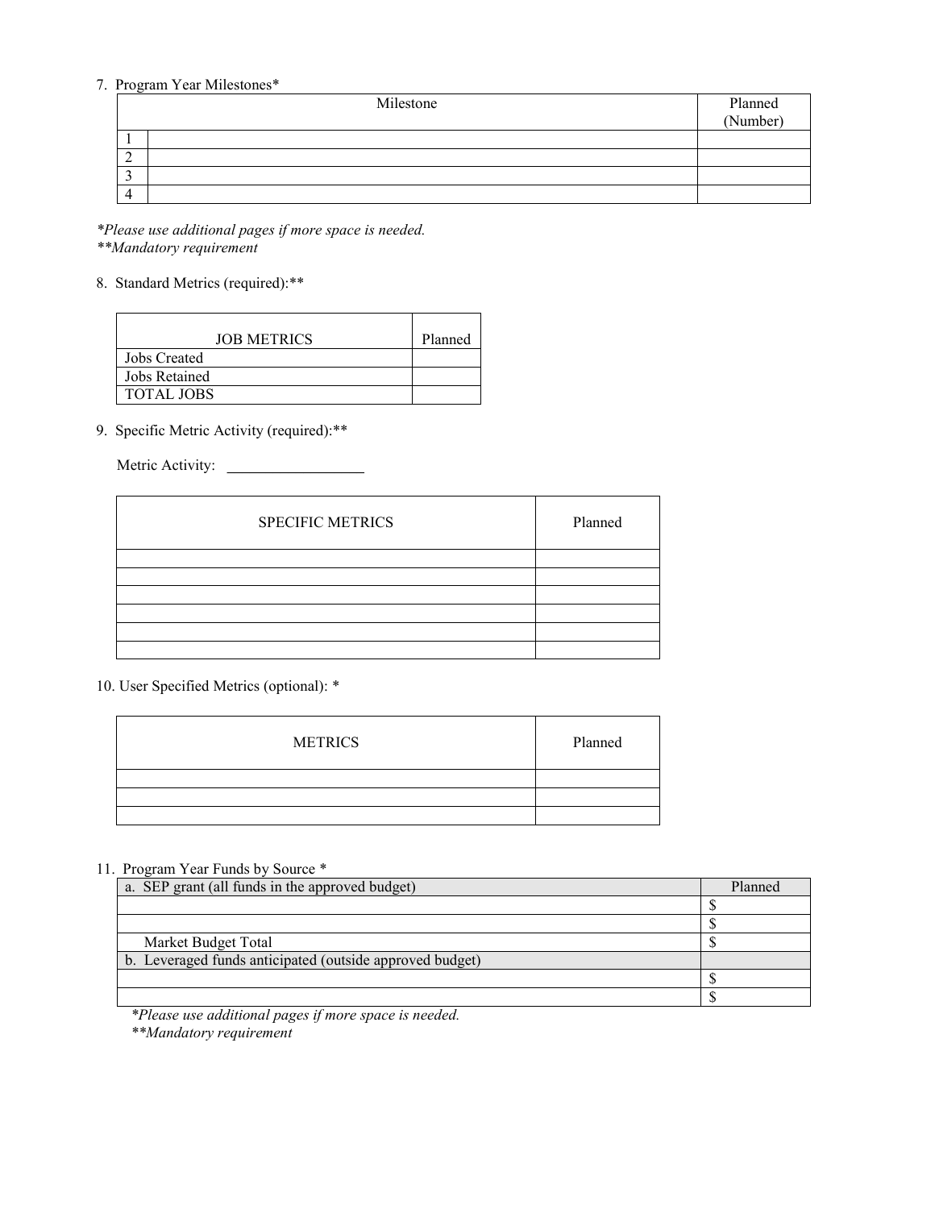7. Program Year Milestones*

| | Milestone | Planned (Number) |
|---|---|---|
| 1 | | |
| 2 | | |
| 3 | | |
| 4 | | |

*\*Please use additional pages if more space is needed.*
*\*\*Mandatory requirement*

8. Standard Metrics (required):**

| JOB METRICS | Planned |
|---|---|
| Jobs Created | |
| Jobs Retained | |
| TOTAL JOBS | |

9. Specific Metric Activity (required):**

Metric Activity: ____________________

| SPECIFIC METRICS | Planned |
|---|---|
| | |
| | |
| | |
| | |
| | |
| | |

10. User Specified Metrics (optional): *

| METRICS | Planned |
|---|---|
| | |
| | |
| | |

11. Program Year Funds by Source *

| a. SEP grant (all funds in the approved budget) | Planned |
|---|---|
| | $ |
| | $ |
| Market Budget Total | $ |
| b. Leveraged funds anticipated (outside approved budget) | |
| | $ |
| | $ |

*\*Please use additional pages if more space is needed.*
*\*\*Mandatory requirement*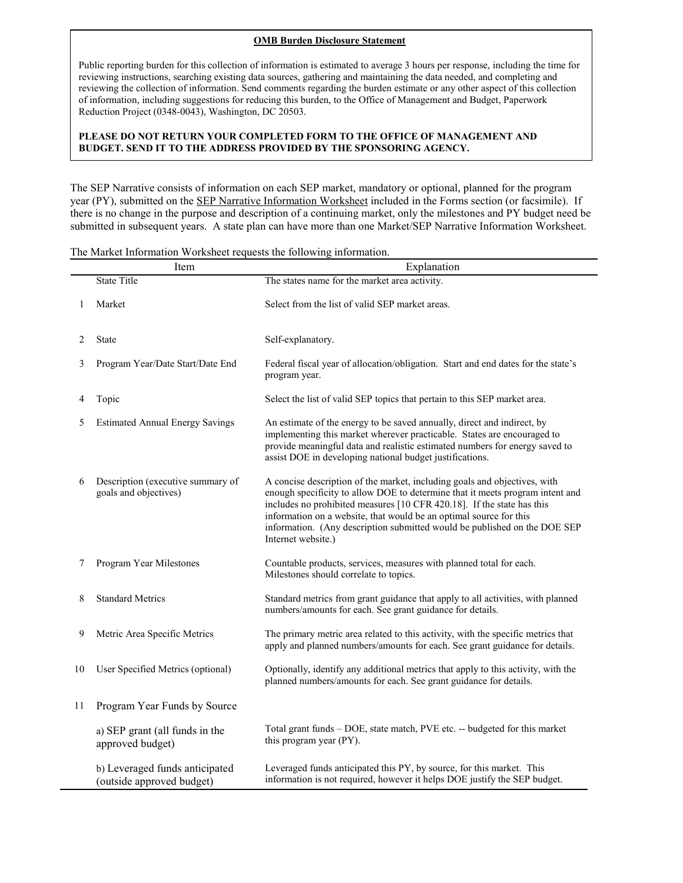**OMB Burden Disclosure Statement**

Public reporting burden for this collection of information is estimated to average 3 hours per response, including the time for reviewing instructions, searching existing data sources, gathering and maintaining the data needed, and completing and reviewing the collection of information. Send comments regarding the burden estimate or any other aspect of this collection of information, including suggestions for reducing this burden, to the Office of Management and Budget, Paperwork Reduction Project (0348-0043), Washington, DC 20503.

**PLEASE DO NOT RETURN YOUR COMPLETED FORM TO THE OFFICE OF MANAGEMENT AND BUDGET. SEND IT TO THE ADDRESS PROVIDED BY THE SPONSORING AGENCY.**

The SEP Narrative consists of information on each SEP market, mandatory or optional, planned for the program year (PY), submitted on the SEP Narrative Information Worksheet included in the Forms section (or facsimile). If there is no change in the purpose and description of a continuing market, only the milestones and PY budget need be submitted in subsequent years. A state plan can have more than one Market/SEP Narrative Information Worksheet.

The Market Information Worksheet requests the following information.

| | Item | Explanation |
|---|---|---|
| | State Title | The states name for the market area activity. |
| 1 | Market | Select from the list of valid SEP market areas. |
| 2 | State | Self-explanatory. |
| 3 | Program Year/Date Start/Date End | Federal fiscal year of allocation/obligation. Start and end dates for the state's program year. |
| 4 | Topic | Select the list of valid SEP topics that pertain to this SEP market area. |
| 5 | Estimated Annual Energy Savings | An estimate of the energy to be saved annually, direct and indirect, by implementing this market wherever practicable. States are encouraged to provide meaningful data and realistic estimated numbers for energy saved to assist DOE in developing national budget justifications. |
| 6 | Description (executive summary of goals and objectives) | A concise description of the market, including goals and objectives, with enough specificity to allow DOE to determine that it meets program intent and includes no prohibited measures [10 CFR 420.18]. If the state has this information on a website, that would be an optimal source for this information. (Any description submitted would be published on the DOE SEP Internet website.) |
| 7 | Program Year Milestones | Countable products, services, measures with planned total for each. Milestones should correlate to topics. |
| 8 | Standard Metrics | Standard metrics from grant guidance that apply to all activities, with planned numbers/amounts for each. See grant guidance for details. |
| 9 | Metric Area Specific Metrics | The primary metric area related to this activity, with the specific metrics that apply and planned numbers/amounts for each. See grant guidance for details. |
| 10 | User Specified Metrics (optional) | Optionally, identify any additional metrics that apply to this activity, with the planned numbers/amounts for each. See grant guidance for details. |
| 11 | Program Year Funds by Source | |
| | a) SEP grant (all funds in the approved budget) | Total grant funds – DOE, state match, PVE etc. -- budgeted for this market this program year (PY). |
| | b) Leveraged funds anticipated (outside approved budget) | Leveraged funds anticipated this PY, by source, for this market. This information is not required, however it helps DOE justify the SEP budget. |